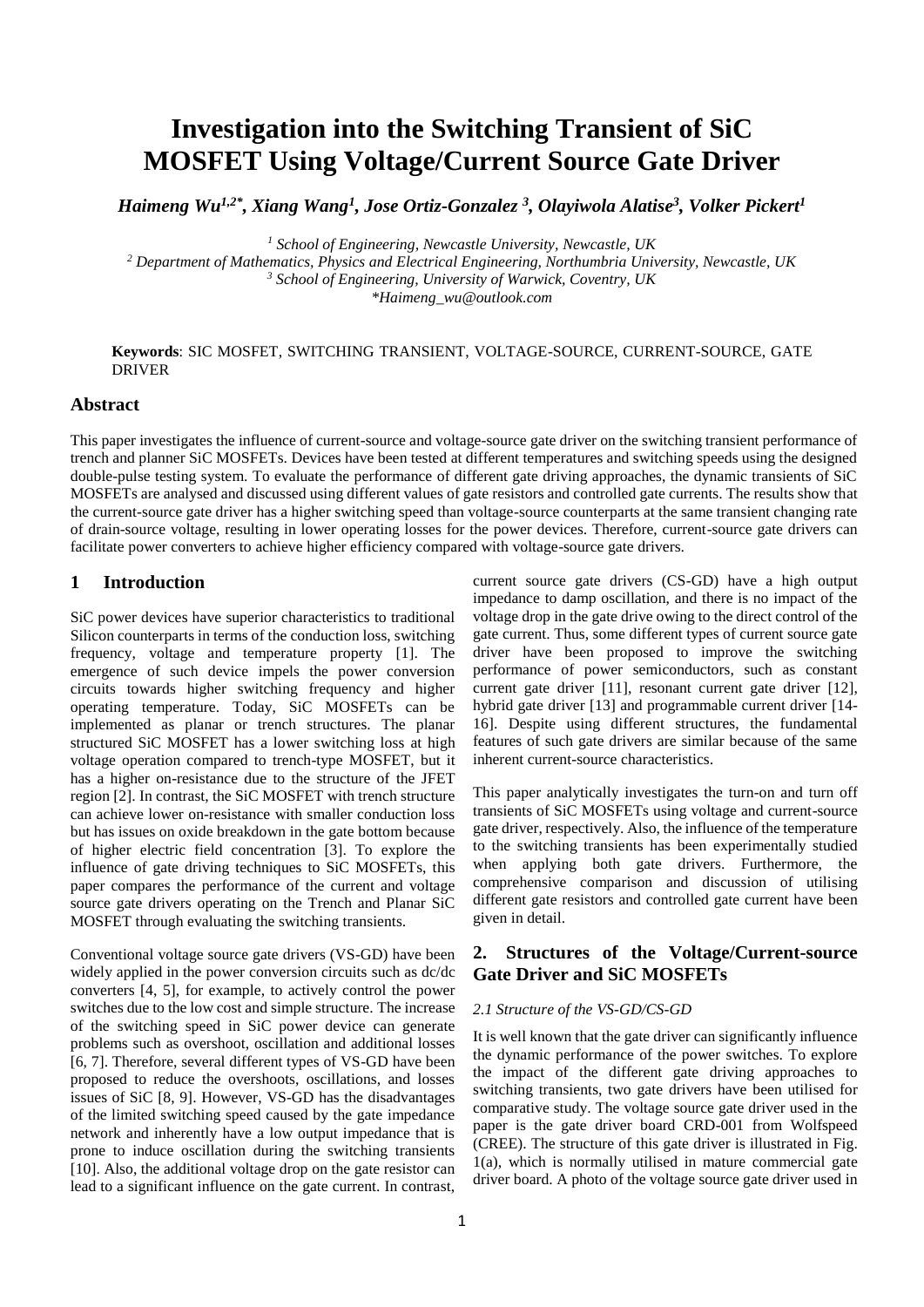# Investigation into the Switching Transient of SiC MOSFET Using Voltage/Current Source Gate Driver

*Haimeng Wu[1,2*], Xiang Wang[1], Jose Ortiz-Gonzalez [3], Olayiwola Alatise[3], Volker Pickert[1]*

[1] *School of Engineering, Newcastle University, Newcastle, UK*
[2] *Department of Mathematics, Physics and Electrical Engineering, Northumbria University, Newcastle, UK*
[3] *School of Engineering, University of Warwick, Coventry, UK*
*\*Haimeng_wu@outlook.com*

**Keywords**: SIC MOSFET, SWITCHING TRANSIENT, VOLTAGE-SOURCE, CURRENT-SOURCE, GATE DRIVER

## Abstract

This paper investigates the influence of current-source and voltage-source gate driver on the switching transient performance of trench and planner SiC MOSFETs. Devices have been tested at different temperatures and switching speeds using the designed double-pulse testing system. To evaluate the performance of different gate driving approaches, the dynamic transients of SiC MOSFETs are analysed and discussed using different values of gate resistors and controlled gate currents. The results show that the current-source gate driver has a higher switching speed than voltage-source counterparts at the same transient changing rate of drain-source voltage, resulting in lower operating losses for the power devices. Therefore, current-source gate drivers can facilitate power converters to achieve higher efficiency compared with voltage-source gate drivers.

## 1 Introduction

SiC power devices have superior characteristics to traditional Silicon counterparts in terms of the conduction loss, switching frequency, voltage and temperature property [1]. The emergence of such device impels the power conversion circuits towards higher switching frequency and higher operating temperature. Today, SiC MOSFETs can be implemented as planar or trench structures. The planar structured SiC MOSFET has a lower switching loss at high voltage operation compared to trench-type MOSFET, but it has a higher on-resistance due to the structure of the JFET region [2]. In contrast, the SiC MOSFET with trench structure can achieve lower on-resistance with smaller conduction loss but has issues on oxide breakdown in the gate bottom because of higher electric field concentration [3]. To explore the influence of gate driving techniques to SiC MOSFETs, this paper compares the performance of the current and voltage source gate drivers operating on the Trench and Planar SiC MOSFET through evaluating the switching transients.

Conventional voltage source gate drivers (VS-GD) have been widely applied in the power conversion circuits such as dc/dc converters [4, 5], for example, to actively control the power switches due to the low cost and simple structure. The increase of the switching speed in SiC power device can generate problems such as overshoot, oscillation and additional losses [6, 7]. Therefore, several different types of VS-GD have been proposed to reduce the overshoots, oscillations, and losses issues of SiC [8, 9]. However, VS-GD has the disadvantages of the limited switching speed caused by the gate impedance network and inherently have a low output impedance that is prone to induce oscillation during the switching transients [10]. Also, the additional voltage drop on the gate resistor can lead to a significant influence on the gate current. In contrast, current source gate drivers (CS-GD) have a high output impedance to damp oscillation, and there is no impact of the voltage drop in the gate drive owing to the direct control of the gate current. Thus, some different types of current source gate driver have been proposed to improve the switching performance of power semiconductors, such as constant current gate driver [11], resonant current gate driver [12], hybrid gate driver [13] and programmable current driver [14-16]. Despite using different structures, the fundamental features of such gate drivers are similar because of the same inherent current-source characteristics.

This paper analytically investigates the turn-on and turn off transients of SiC MOSFETs using voltage and current-source gate driver, respectively. Also, the influence of the temperature to the switching transients has been experimentally studied when applying both gate drivers. Furthermore, the comprehensive comparison and discussion of utilising different gate resistors and controlled gate current have been given in detail.

## 2. Structures of the Voltage/Current-source Gate Driver and SiC MOSFETs

### *2.1 Structure of the VS-GD/CS-GD*

It is well known that the gate driver can significantly influence the dynamic performance of the power switches. To explore the impact of the different gate driving approaches to switching transients, two gate drivers have been utilised for comparative study. The voltage source gate driver used in the paper is the gate driver board CRD-001 from Wolfspeed (CREE). The structure of this gate driver is illustrated in Fig. 1(a), which is normally utilised in mature commercial gate driver board. A photo of the voltage source gate driver used in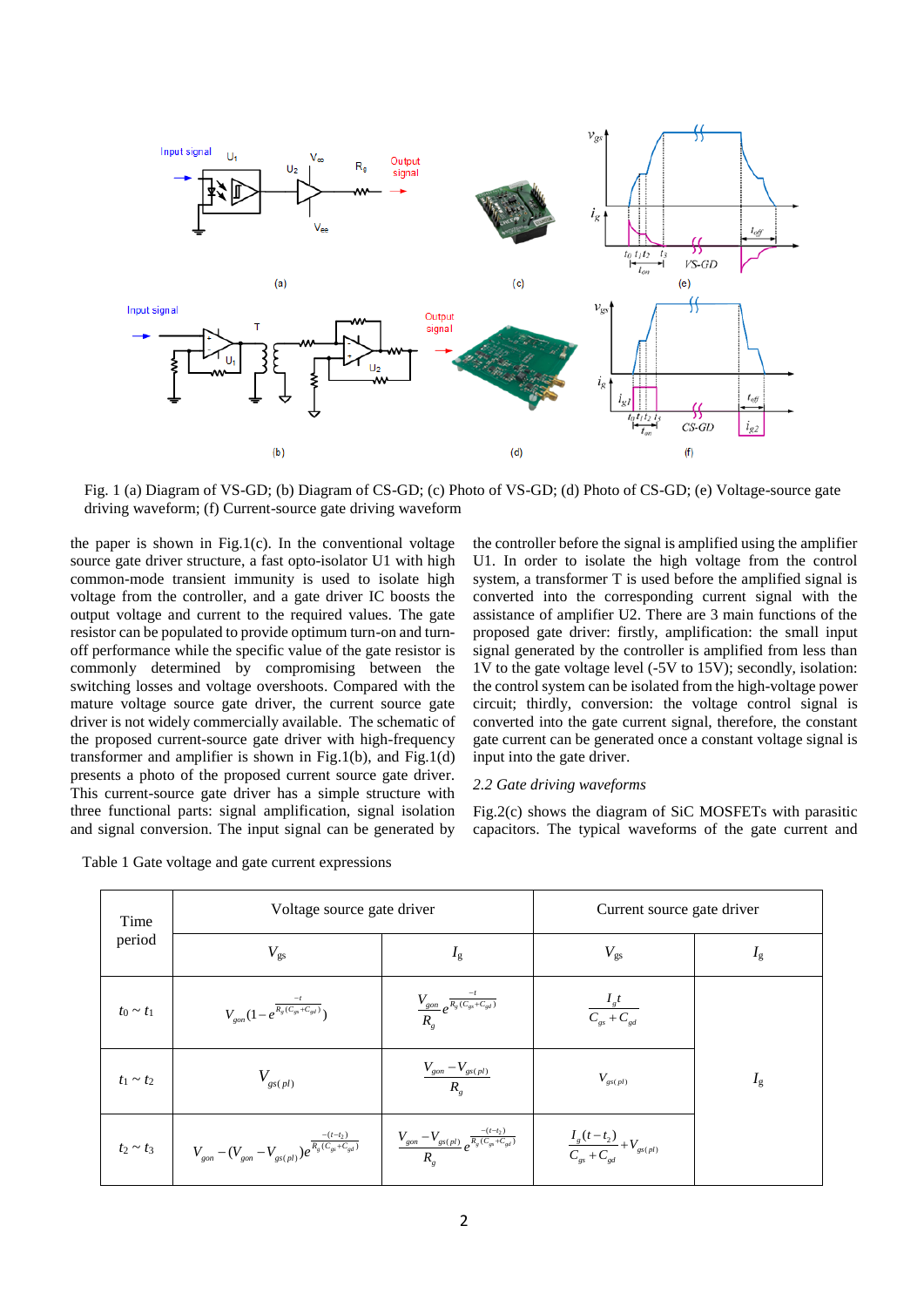Fig. 1 (a) Diagram of VS-GD; (b) Diagram of CS-GD; (c) Photo of VS-GD; (d) Photo of CS-GD; (e) Voltage-source gate driving waveform; (f) Current-source gate driving waveform

the paper is shown in Fig.1(c). In the conventional voltage source gate driver structure, a fast opto-isolator U1 with high common-mode transient immunity is used to isolate high voltage from the controller, and a gate driver IC boosts the output voltage and current to the required values. The gate resistor can be populated to provide optimum turn-on and turn-off performance while the specific value of the gate resistor is commonly determined by compromising between the switching losses and voltage overshoots. Compared with the mature voltage source gate driver, the current source gate driver is not widely commercially available. The schematic of the proposed current-source gate driver with high-frequency transformer and amplifier is shown in Fig.1(b), and Fig.1(d) presents a photo of the proposed current source gate driver. This current-source gate driver has a simple structure with three functional parts: signal amplification, signal isolation and signal conversion. The input signal can be generated by the controller before the signal is amplified using the amplifier U1. In order to isolate the high voltage from the control system, a transformer T is used before the amplified signal is converted into the corresponding current signal with the assistance of amplifier U2. There are 3 main functions of the proposed gate driver: firstly, amplification: the small input signal generated by the controller is amplified from less than 1V to the gate voltage level (-5V to 15V); secondly, isolation: the control system can be isolated from the high-voltage power circuit; thirdly, conversion: the voltage control signal is converted into the gate current signal, therefore, the constant gate current can be generated once a constant voltage signal is input into the gate driver.

### 2.2 Gate driving waveforms

Fig.2(c) shows the diagram of SiC MOSFETs with parasitic capacitors. The typical waveforms of the gate current and

Table 1 Gate voltage and gate current expressions

| Time period | Voltage source gate driver | | Current source gate driver | |
|---|---|---|---|---|
| | $V_{gs}$ | $I_g$ | $V_{gs}$ | $I_g$ |
| $t_0 \sim t_1$ | $V_{gon}(1-e^{\frac{-t}{R_g(C_{gs}+C_{gd})}})$ | $\frac{V_{gon}}{R_g}e^{\frac{-t}{R_g(C_{gs}+C_{gd})}}$ | $\frac{I_g t}{C_{gs}+C_{gd}}$ | $I_g$ |
| $t_1 \sim t_2$ | $V_{gs(pl)}$ | $\frac{V_{gon}-V_{gs(pl)}}{R_g}$ | $V_{gs(pl)}$ | |
| $t_2 \sim t_3$ | $V_{gon}-(V_{gon}-V_{gs(pl)})e^{\frac{-(t-t_2)}{R_g(C_{gs}+C_{gd})}}$ | $\frac{V_{gon}-V_{gs(pl)}}{R_g}e^{\frac{-(t-t_2)}{R_g(C_{gs}+C_{gd})}}$ | $\frac{I_g(t-t_2)}{C_{gs}+C_{gd}}+V_{gs(pl)}$ | |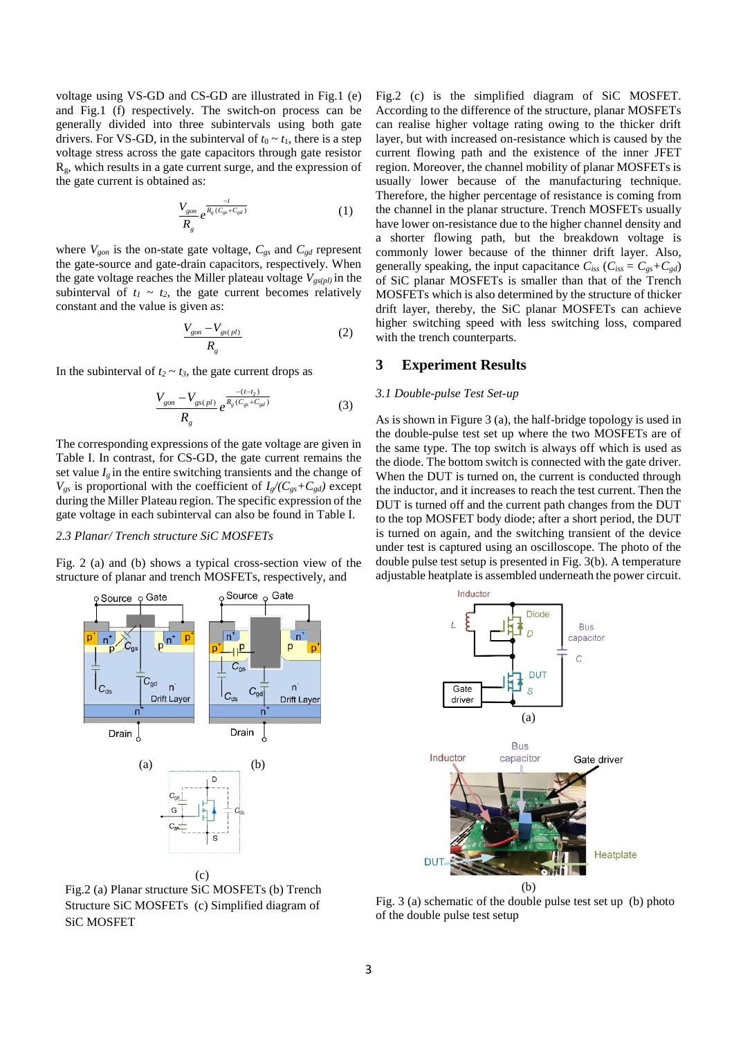voltage using VS-GD and CS-GD are illustrated in Fig.1 (e) and Fig.1 (f) respectively. The switch-on process can be generally divided into three subintervals using both gate drivers. For VS-GD, in the subinterval of $t_0 \sim t_1$, there is a step voltage stress across the gate capacitors through gate resistor $R_g$, which results in a gate current surge, and the expression of the gate current is obtained as:

$$\frac{V_{gon}}{R_g} e^{\frac{-t}{R_g(C_{gs}+C_{gd})}} \tag{1}$$

where $V_{gon}$ is the on-state gate voltage, $C_{gs}$ and $C_{gd}$ represent the gate-source and gate-drain capacitors, respectively. When the gate voltage reaches the Miller plateau voltage $V_{gs(pl)}$ in the subinterval of $t_1 \sim t_2$, the gate current becomes relatively constant and the value is given as:

$$\frac{V_{gon} - V_{gs(pl)}}{R_g} \tag{2}$$

In the subinterval of $t_2 \sim t_3$, the gate current drops as

$$\frac{V_{gon} - V_{gs(pl)}}{R_g} e^{\frac{-(t-t_2)}{R_g(C_{gs}+C_{gd})}} \tag{3}$$

The corresponding expressions of the gate voltage are given in Table I. In contrast, for CS-GD, the gate current remains the set value $I_g$ in the entire switching transients and the change of $V_{gs}$ is proportional with the coefficient of $I_g/(C_{gs}+C_{gd})$ except during the Miller Plateau region. The specific expression of the gate voltage in each subinterval can also be found in Table I.

### 2.3 Planar/ Trench structure SiC MOSFETs

Fig. 2 (a) and (b) shows a typical cross-section view of the structure of planar and trench MOSFETs, respectively, and Fig.2 (c) is the simplified diagram of SiC MOSFET. According to the difference of the structure, planar MOSFETs can realise higher voltage rating owing to the thicker drift layer, but with increased on-resistance which is caused by the current flowing path and the existence of the inner JFET region. Moreover, the channel mobility of planar MOSFETs is usually lower because of the manufacturing technique. Therefore, the higher percentage of resistance is coming from the channel in the planar structure. Trench MOSFETs usually have lower on-resistance due to the higher channel density and a shorter flowing path, but the breakdown voltage is commonly lower because of the thinner drift layer. Also, generally speaking, the input capacitance $C_{iss}$ ($C_{iss} = C_{gs}+C_{gd}$) of SiC planar MOSFETs is smaller than that of the Trench MOSFETs which is also determined by the structure of thicker drift layer, thereby, the SiC planar MOSFETs can achieve higher switching speed with less switching loss, compared with the trench counterparts.

Fig.2 (a) Planar structure SiC MOSFETs (b) Trench Structure SiC MOSFETs (c) Simplified diagram of SiC MOSFET

## 3 Experiment Results

### 3.1 Double-pulse Test Set-up

As is shown in Figure 3 (a), the half-bridge topology is used in the double-pulse test set up where the two MOSFETs are of the same type. The top switch is always off which is used as the diode. The bottom switch is connected with the gate driver. When the DUT is turned on, the current is conducted through the inductor, and it increases to reach the test current. Then the DUT is turned off and the current path changes from the DUT to the top MOSFET body diode; after a short period, the DUT is turned on again, and the switching transient of the device under test is captured using an oscilloscope. The photo of the double pulse test setup is presented in Fig. 3(b). A temperature adjustable heatplate is assembled underneath the power circuit.

Fig. 3 (a) schematic of the double pulse test set up (b) photo of the double pulse test setup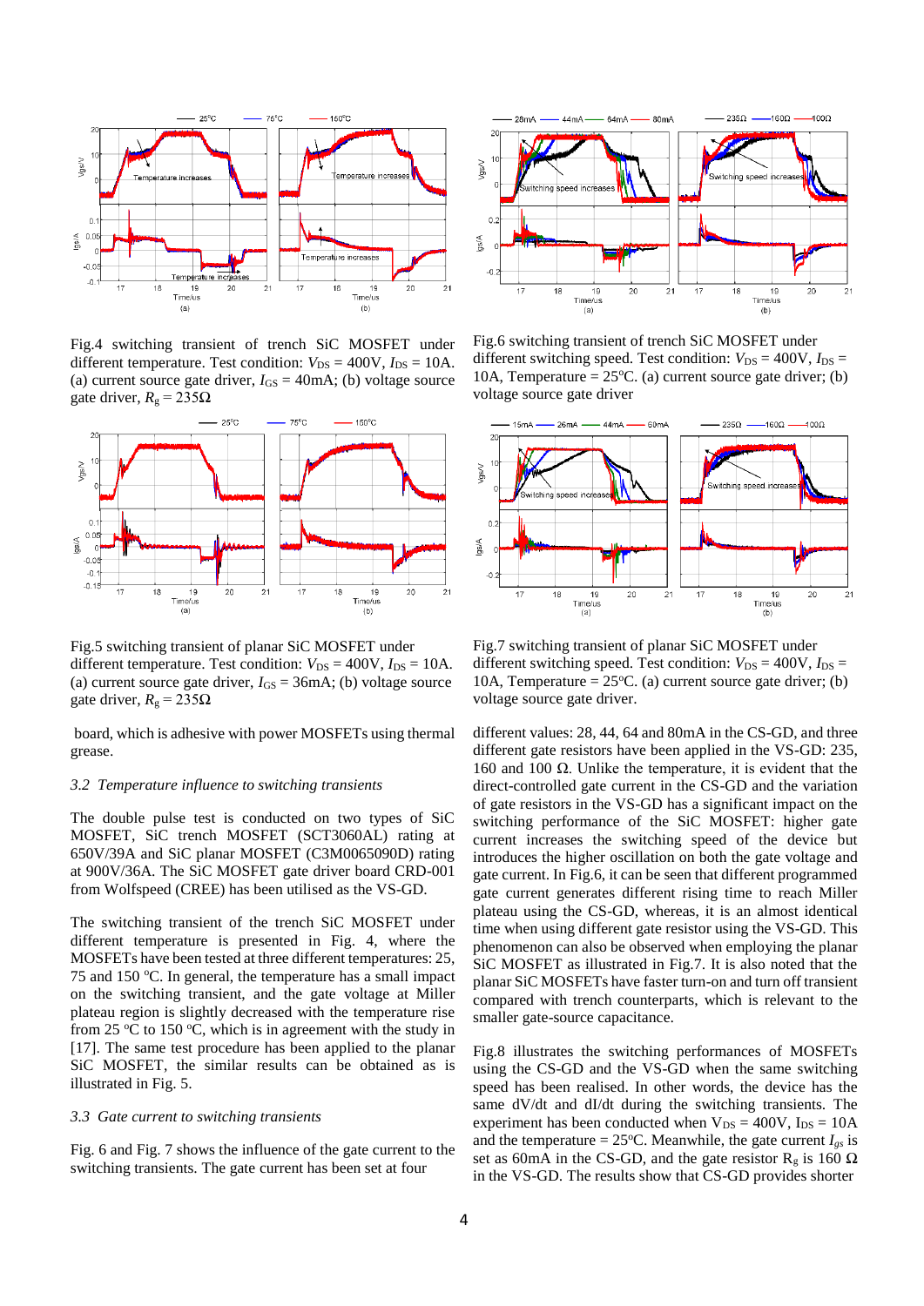Fig.4 switching transient of trench SiC MOSFET under different temperature. Test condition: $V_{DS}$ = 400V, $I_{DS}$ = 10A. (a) current source gate driver, $I_{GS}$ = 40mA; (b) voltage source gate driver, $R_g$ = 235Ω

Fig.5 switching transient of planar SiC MOSFET under different temperature. Test condition: $V_{DS}$ = 400V, $I_{DS}$ = 10A. (a) current source gate driver, $I_{GS}$ = 36mA; (b) voltage source gate driver, $R_g$ = 235Ω

board, which is adhesive with power MOSFETs using thermal grease.

### *3.2 Temperature influence to switching transients*

The double pulse test is conducted on two types of SiC MOSFET, SiC trench MOSFET (SCT3060AL) rating at 650V/39A and SiC planar MOSFET (C3M0065090D) rating at 900V/36A. The SiC MOSFET gate driver board CRD-001 from Wolfspeed (CREE) has been utilised as the VS-GD.

The switching transient of the trench SiC MOSFET under different temperature is presented in Fig. 4, where the MOSFETs have been tested at three different temperatures: 25, 75 and 150 °C. In general, the temperature has a small impact on the switching transient, and the gate voltage at Miller plateau region is slightly decreased with the temperature rise from 25 °C to 150 °C, which is in agreement with the study in [17]. The same test procedure has been applied to the planar SiC MOSFET, the similar results can be obtained as is illustrated in Fig. 5.

### *3.3 Gate current to switching transients*

Fig. 6 and Fig. 7 shows the influence of the gate current to the switching transients. The gate current has been set at four

Fig.6 switching transient of trench SiC MOSFET under different switching speed. Test condition: $V_{DS}$ = 400V, $I_{DS}$ = 10A, Temperature = 25°C. (a) current source gate driver; (b) voltage source gate driver

Fig.7 switching transient of planar SiC MOSFET under different switching speed. Test condition: $V_{DS}$ = 400V, $I_{DS}$ = 10A, Temperature = 25°C. (a) current source gate driver; (b) voltage source gate driver.

different values: 28, 44, 64 and 80mA in the CS-GD, and three different gate resistors have been applied in the VS-GD: 235, 160 and 100 Ω. Unlike the temperature, it is evident that the direct-controlled gate current in the CS-GD and the variation of gate resistors in the VS-GD has a significant impact on the switching performance of the SiC MOSFET: higher gate current increases the switching speed of the device but introduces the higher oscillation on both the gate voltage and gate current. In Fig.6, it can be seen that different programmed gate current generates different rising time to reach Miller plateau using the CS-GD, whereas, it is an almost identical time when using different gate resistor using the VS-GD. This phenomenon can also be observed when employing the planar SiC MOSFET as illustrated in Fig.7. It is also noted that the planar SiC MOSFETs have faster turn-on and turn off transient compared with trench counterparts, which is relevant to the smaller gate-source capacitance.

Fig.8 illustrates the switching performances of MOSFETs using the CS-GD and the VS-GD when the same switching speed has been realised. In other words, the device has the same dV/dt and dI/dt during the switching transients. The experiment has been conducted when $V_{DS}$ = 400V, $I_{DS}$ = 10A and the temperature = 25°C. Meanwhile, the gate current $I_{gs}$ is set as 60mA in the CS-GD, and the gate resistor $R_g$ is 160 Ω in the VS-GD. The results show that CS-GD provides shorter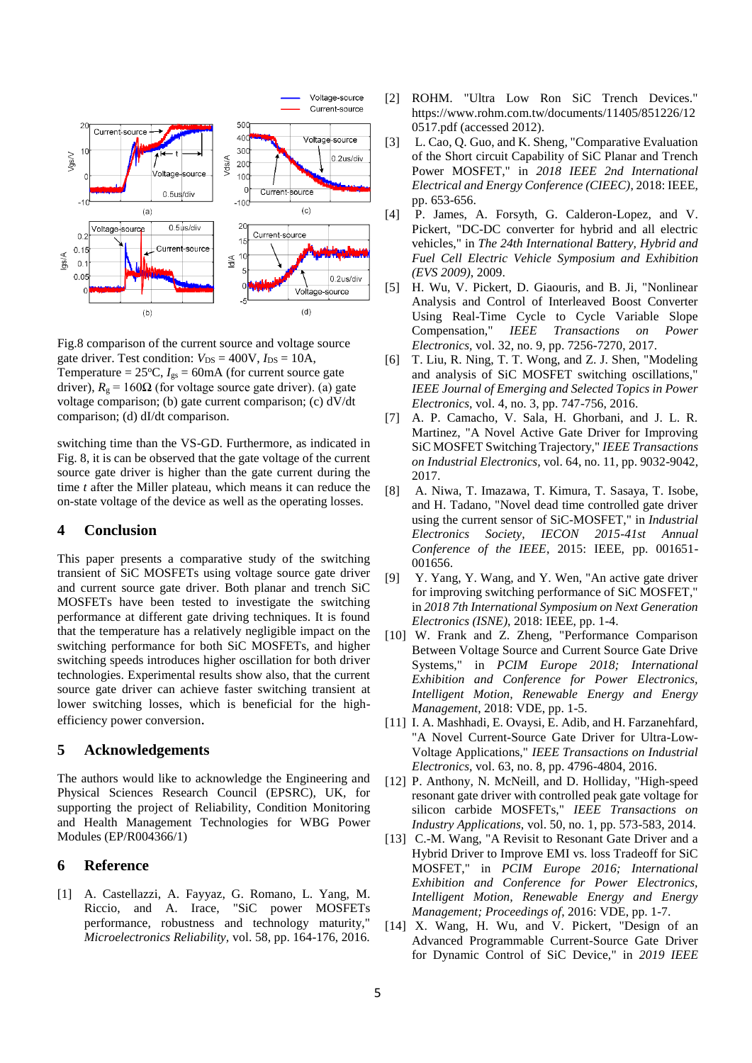Fig.8 comparison of the current source and voltage source gate driver. Test condition: $V_{DS}$ = 400V, $I_{DS}$ = 10A, Temperature = 25°C, $I_{gs}$ = 60mA (for current source gate driver), $R_g$ = 160Ω (for voltage source gate driver). (a) gate voltage comparison; (b) gate current comparison; (c) dV/dt comparison; (d) dI/dt comparison.

switching time than the VS-GD. Furthermore, as indicated in Fig. 8, it is can be observed that the gate voltage of the current source gate driver is higher than the gate current during the time *t* after the Miller plateau, which means it can reduce the on-state voltage of the device as well as the operating losses.

## 4 Conclusion

This paper presents a comparative study of the switching transient of SiC MOSFETs using voltage source gate driver and current source gate driver. Both planar and trench SiC MOSFETs have been tested to investigate the switching performance at different gate driving techniques. It is found that the temperature has a relatively negligible impact on the switching performance for both SiC MOSFETs, and higher switching speeds introduces higher oscillation for both driver technologies. Experimental results show also, that the current source gate driver can achieve faster switching transient at lower switching losses, which is beneficial for the high-efficiency power conversion.

## 5 Acknowledgements

The authors would like to acknowledge the Engineering and Physical Sciences Research Council (EPSRC), UK, for supporting the project of Reliability, Condition Monitoring and Health Management Technologies for WBG Power Modules (EP/R004366/1)

## 6 Reference

[1] A. Castellazzi, A. Fayyaz, G. Romano, L. Yang, M. Riccio, and A. Irace, "SiC power MOSFETs performance, robustness and technology maturity," *Microelectronics Reliability,* vol. 58, pp. 164-176, 2016.

[2] ROHM. "Ultra Low Ron SiC Trench Devices." https://www.rohm.com.tw/documents/11405/851226/120517.pdf (accessed 2012).

[3] L. Cao, Q. Guo, and K. Sheng, "Comparative Evaluation of the Short circuit Capability of SiC Planar and Trench Power MOSFET," in *2018 IEEE 2nd International Electrical and Energy Conference (CIEEC)*, 2018: IEEE, pp. 653-656.

[4] P. James, A. Forsyth, G. Calderon-Lopez, and V. Pickert, "DC-DC converter for hybrid and all electric vehicles," in *The 24th International Battery, Hybrid and Fuel Cell Electric Vehicle Symposium and Exhibition (EVS 2009)*, 2009.

[5] H. Wu, V. Pickert, D. Giaouris, and B. Ji, "Nonlinear Analysis and Control of Interleaved Boost Converter Using Real-Time Cycle to Cycle Variable Slope Compensation," *IEEE Transactions on Power Electronics,* vol. 32, no. 9, pp. 7256-7270, 2017.

[6] T. Liu, R. Ning, T. T. Wong, and Z. J. Shen, "Modeling and analysis of SiC MOSFET switching oscillations," *IEEE Journal of Emerging and Selected Topics in Power Electronics,* vol. 4, no. 3, pp. 747-756, 2016.

[7] A. P. Camacho, V. Sala, H. Ghorbani, and J. L. R. Martinez, "A Novel Active Gate Driver for Improving SiC MOSFET Switching Trajectory," *IEEE Transactions on Industrial Electronics,* vol. 64, no. 11, pp. 9032-9042, 2017.

[8] A. Niwa, T. Imazawa, T. Kimura, T. Sasaya, T. Isobe, and H. Tadano, "Novel dead time controlled gate driver using the current sensor of SiC-MOSFET," in *Industrial Electronics Society, IECON 2015-41st Annual Conference of the IEEE*, 2015: IEEE, pp. 001651-001656.

[9] Y. Yang, Y. Wang, and Y. Wen, "An active gate driver for improving switching performance of SiC MOSFET," in *2018 7th International Symposium on Next Generation Electronics (ISNE)*, 2018: IEEE, pp. 1-4.

[10] W. Frank and Z. Zheng, "Performance Comparison Between Voltage Source and Current Source Gate Drive Systems," in *PCIM Europe 2018; International Exhibition and Conference for Power Electronics, Intelligent Motion, Renewable Energy and Energy Management*, 2018: VDE, pp. 1-5.

[11] I. A. Mashhadi, E. Ovaysi, E. Adib, and H. Farzanehfard, "A Novel Current-Source Gate Driver for Ultra-Low-Voltage Applications," *IEEE Transactions on Industrial Electronics,* vol. 63, no. 8, pp. 4796-4804, 2016.

[12] P. Anthony, N. McNeill, and D. Holliday, "High-speed resonant gate driver with controlled peak gate voltage for silicon carbide MOSFETs," *IEEE Transactions on Industry Applications,* vol. 50, no. 1, pp. 573-583, 2014.

[13] C.-M. Wang, "A Revisit to Resonant Gate Driver and a Hybrid Driver to Improve EMI vs. loss Tradeoff for SiC MOSFET," in *PCIM Europe 2016; International Exhibition and Conference for Power Electronics, Intelligent Motion, Renewable Energy and Energy Management; Proceedings of*, 2016: VDE, pp. 1-7.

[14] X. Wang, H. Wu, and V. Pickert, "Design of an Advanced Programmable Current-Source Gate Driver for Dynamic Control of SiC Device," in *2019 IEEE*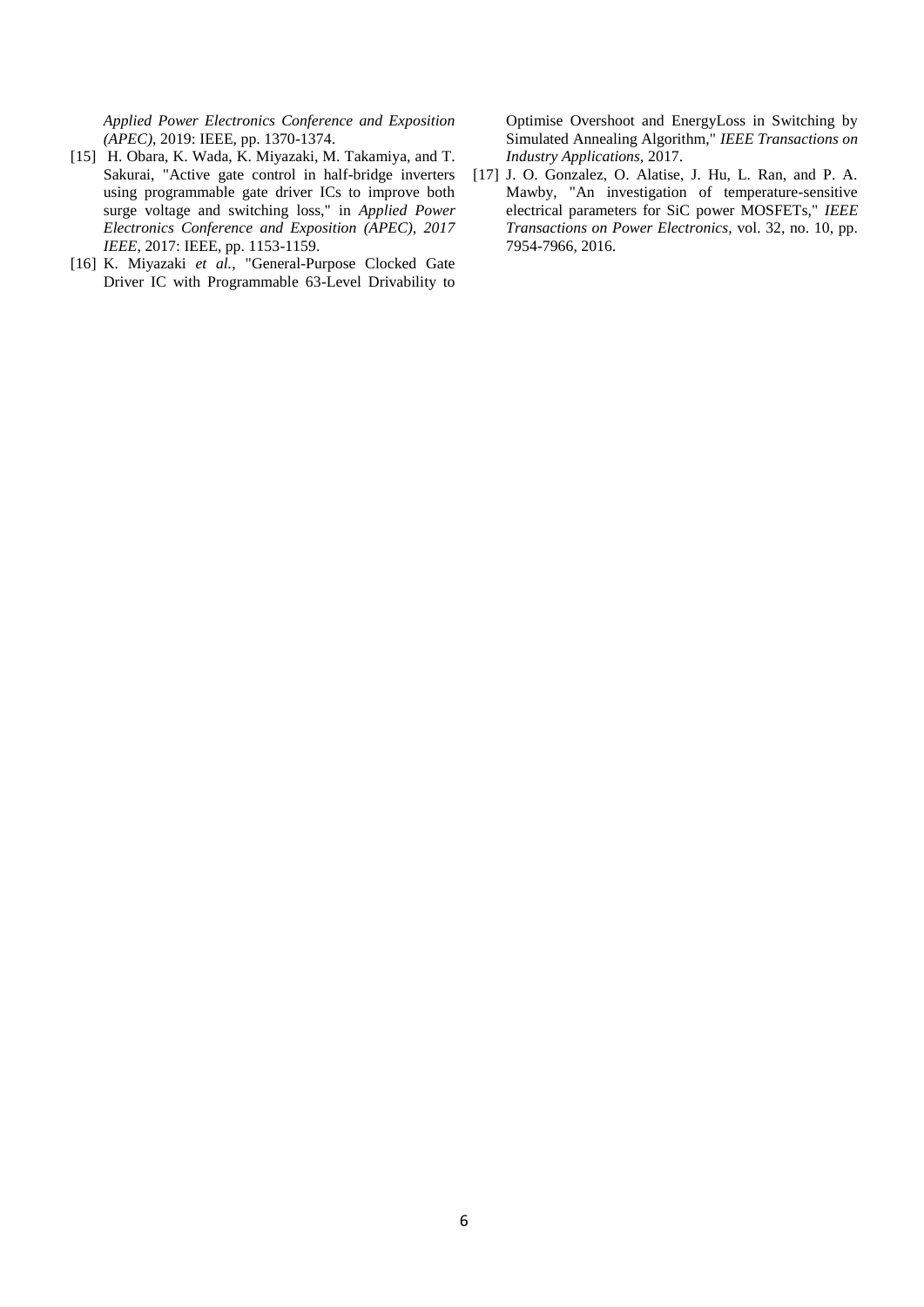*Applied Power Electronics Conference and Exposition (APEC)*, 2019: IEEE, pp. 1370-1374.

[15] H. Obara, K. Wada, K. Miyazaki, M. Takamiya, and T. Sakurai, "Active gate control in half-bridge inverters using programmable gate driver ICs to improve both surge voltage and switching loss," in *Applied Power Electronics Conference and Exposition (APEC), 2017 IEEE*, 2017: IEEE, pp. 1153-1159.

[16] K. Miyazaki *et al.*, "General-Purpose Clocked Gate Driver IC with Programmable 63-Level Drivability to Optimise Overshoot and EnergyLoss in Switching by Simulated Annealing Algorithm," *IEEE Transactions on Industry Applications*, 2017.

[17] J. O. Gonzalez, O. Alatise, J. Hu, L. Ran, and P. A. Mawby, "An investigation of temperature-sensitive electrical parameters for SiC power MOSFETs," *IEEE Transactions on Power Electronics*, vol. 32, no. 10, pp. 7954-7966, 2016.